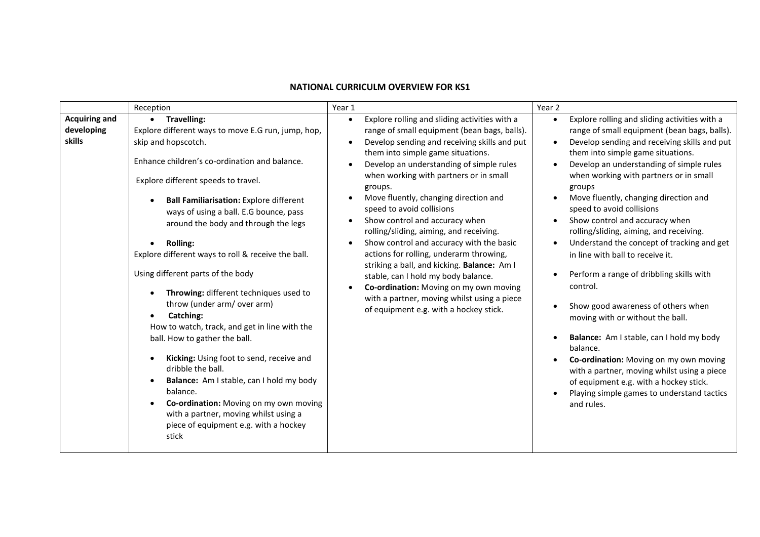# NATIONAL CURRICULM OVERVIEW FOR KS1

| | Reception | Year 1 | Year 2 |
|---|---|---|---|
| **Acquiring and developing skills** | • **Travelling:**<br>Explore different ways to move E.G run, jump, hop, skip and hopscotch.<br><br>Enhance children's co-ordination and balance.<br><br>Explore different speeds to travel.<br><br>• **Ball Familiarisation:** Explore different ways of using a ball. E.G bounce, pass around the body and through the legs<br><br>• **Rolling:**<br>Explore different ways to roll & receive the ball.<br><br>Using different parts of the body<br><br>• **Throwing:** different techniques used to throw (under arm/ over arm)<br>• **Catching:**<br>How to watch, track, and get in line with the ball. How to gather the ball.<br><br>• **Kicking:** Using foot to send, receive and dribble the ball.<br>• **Balance:** Am I stable, can I hold my body balance.<br>• **Co-ordination:** Moving on my own moving with a partner, moving whilst using a piece of equipment e.g. with a hockey stick | • Explore rolling and sliding activities with a range of small equipment (bean bags, balls).<br>• Develop sending and receiving skills and put them into simple game situations.<br>• Develop an understanding of simple rules when working with partners or in small groups.<br>• Move fluently, changing direction and speed to avoid collisions<br>• Show control and accuracy when rolling/sliding, aiming, and receiving.<br>• Show control and accuracy with the basic actions for rolling, underarm throwing, striking a ball, and kicking. **Balance:** Am I stable, can I hold my body balance.<br>• **Co-ordination:** Moving on my own moving with a partner, moving whilst using a piece of equipment e.g. with a hockey stick. | • Explore rolling and sliding activities with a range of small equipment (bean bags, balls).<br>• Develop sending and receiving skills and put them into simple game situations.<br>• Develop an understanding of simple rules when working with partners or in small groups<br>• Move fluently, changing direction and speed to avoid collisions<br>• Show control and accuracy when rolling/sliding, aiming, and receiving.<br>• Understand the concept of tracking and get in line with ball to receive it.<br><br>• Perform a range of dribbling skills with control.<br><br>• Show good awareness of others when moving with or without the ball.<br><br>• **Balance:** Am I stable, can I hold my body balance.<br>• **Co-ordination:** Moving on my own moving with a partner, moving whilst using a piece of equipment e.g. with a hockey stick.<br>• Playing simple games to understand tactics and rules. |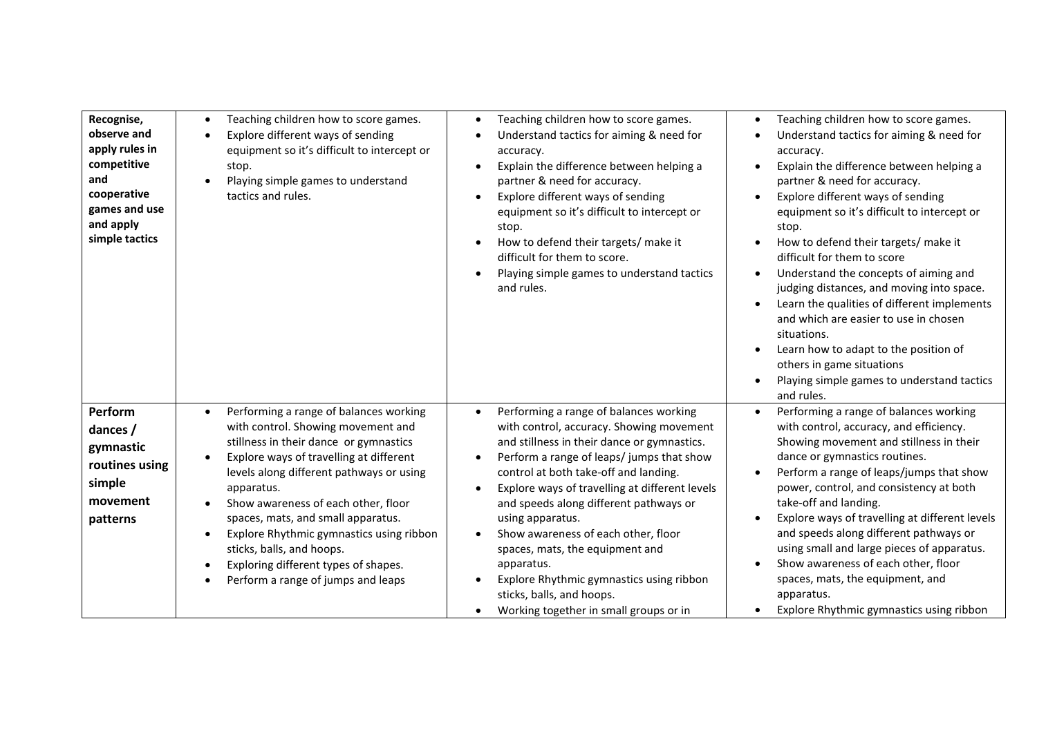| | | | |
|---|---|---|---|
| **Recognise, observe and apply rules in competitive and cooperative games and use and apply simple tactics** | • Teaching children how to score games.<br>• Explore different ways of sending equipment so it's difficult to intercept or stop.<br>• Playing simple games to understand tactics and rules. | • Teaching children how to score games.<br>• Understand tactics for aiming & need for accuracy.<br>• Explain the difference between helping a partner & need for accuracy.<br>• Explore different ways of sending equipment so it's difficult to intercept or stop.<br>• How to defend their targets/ make it difficult for them to score.<br>• Playing simple games to understand tactics and rules. | • Teaching children how to score games.<br>• Understand tactics for aiming & need for accuracy.<br>• Explain the difference between helping a partner & need for accuracy.<br>• Explore different ways of sending equipment so it's difficult to intercept or stop.<br>• How to defend their targets/ make it difficult for them to score<br>• Understand the concepts of aiming and judging distances, and moving into space.<br>• Learn the qualities of different implements and which are easier to use in chosen situations.<br>• Learn how to adapt to the position of others in game situations<br>• Playing simple games to understand tactics and rules. |
| **Perform dances / gymnastic routines using simple movement patterns** | • Performing a range of balances working with control. Showing movement and stillness in their dance or gymnastics<br>• Explore ways of travelling at different levels along different pathways or using apparatus.<br>• Show awareness of each other, floor spaces, mats, and small apparatus.<br>• Explore Rhythmic gymnastics using ribbon sticks, balls, and hoops.<br>• Exploring different types of shapes.<br>• Perform a range of jumps and leaps | • Performing a range of balances working with control, accuracy. Showing movement and stillness in their dance or gymnastics.<br>• Perform a range of leaps/ jumps that show control at both take-off and landing.<br>• Explore ways of travelling at different levels and speeds along different pathways or using apparatus.<br>• Show awareness of each other, floor spaces, mats, the equipment and apparatus.<br>• Explore Rhythmic gymnastics using ribbon sticks, balls, and hoops.<br>• Working together in small groups or in | • Performing a range of balances working with control, accuracy, and efficiency. Showing movement and stillness in their dance or gymnastics routines.<br>• Perform a range of leaps/jumps that show power, control, and consistency at both take-off and landing.<br>• Explore ways of travelling at different levels and speeds along different pathways or using small and large pieces of apparatus.<br>• Show awareness of each other, floor spaces, mats, the equipment, and apparatus.<br>• Explore Rhythmic gymnastics using ribbon |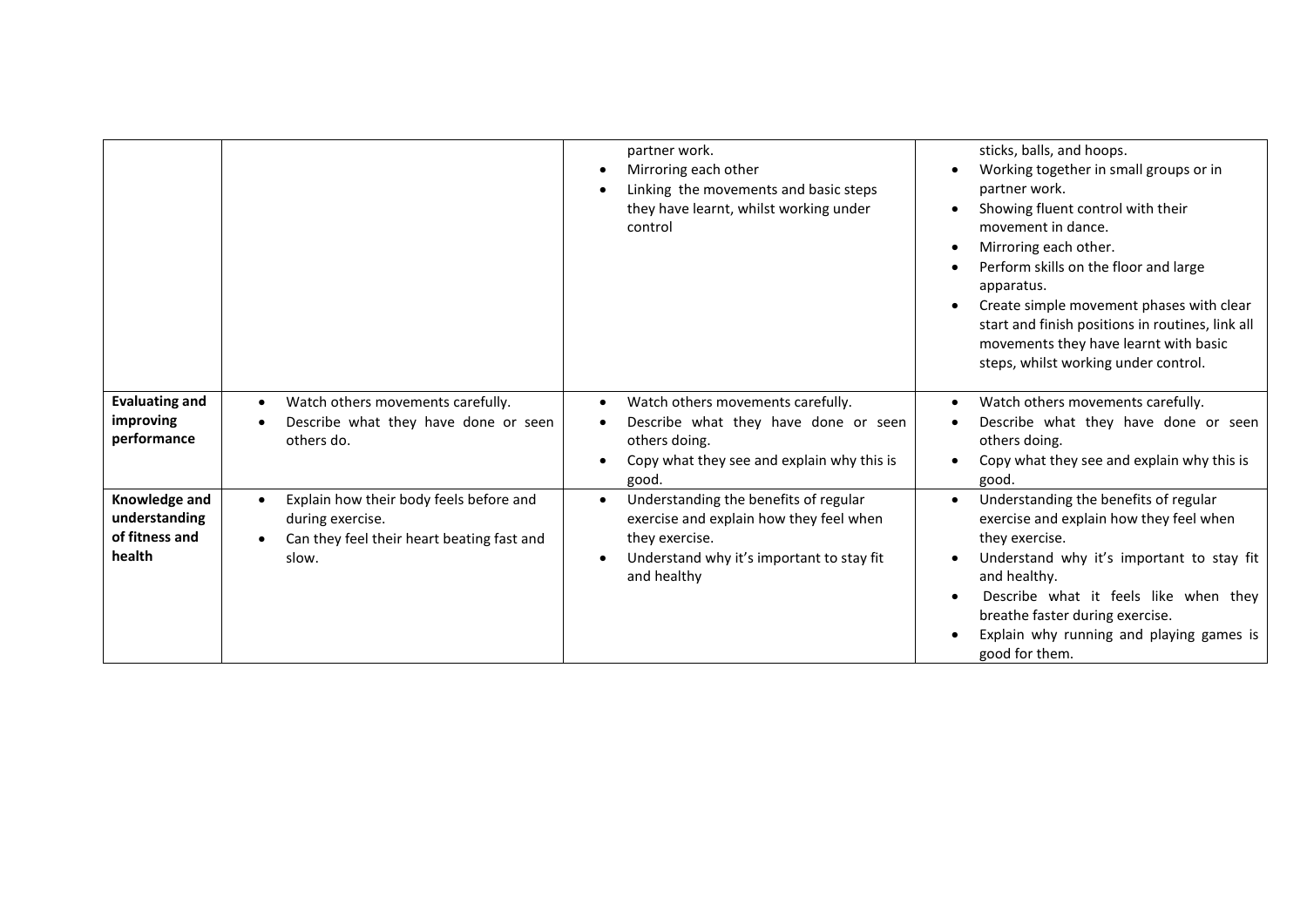| | | | |
|---|---|---|---|
| | | partner work.<br>• Mirroring each other<br>• Linking the movements and basic steps they have learnt, whilst working under control | sticks, balls, and hoops.<br>• Working together in small groups or in partner work.<br>• Showing fluent control with their movement in dance.<br>• Mirroring each other.<br>• Perform skills on the floor and large apparatus.<br>• Create simple movement phases with clear start and finish positions in routines, link all movements they have learnt with basic steps, whilst working under control. |
| **Evaluating and improving performance** | • Watch others movements carefully.<br>• Describe what they have done or seen others do. | • Watch others movements carefully.<br>• Describe what they have done or seen others doing.<br>• Copy what they see and explain why this is good. | • Watch others movements carefully.<br>• Describe what they have done or seen others doing.<br>• Copy what they see and explain why this is good. |
| **Knowledge and understanding of fitness and health** | • Explain how their body feels before and during exercise.<br>• Can they feel their heart beating fast and slow. | • Understanding the benefits of regular exercise and explain how they feel when they exercise.<br>• Understand why it's important to stay fit and healthy | • Understanding the benefits of regular exercise and explain how they feel when they exercise.<br>• Understand why it's important to stay fit and healthy.<br>• Describe what it feels like when they breathe faster during exercise.<br>• Explain why running and playing games is good for them. |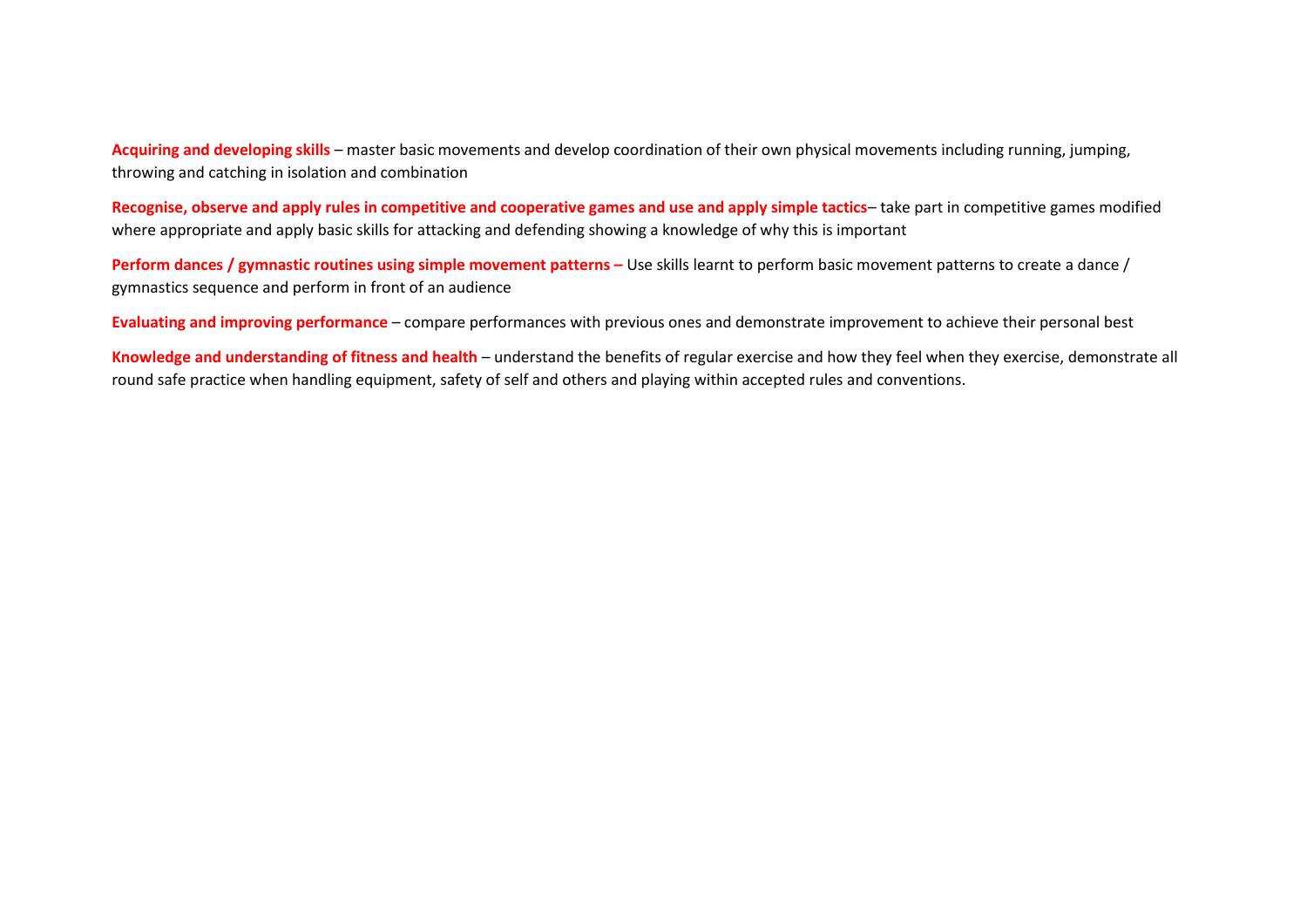**Acquiring and developing skills** – master basic movements and develop coordination of their own physical movements including running, jumping, throwing and catching in isolation and combination

**Recognise, observe and apply rules in competitive and cooperative games and use and apply simple tactics**– take part in competitive games modified where appropriate and apply basic skills for attacking and defending showing a knowledge of why this is important

**Perform dances / gymnastic routines using simple movement patterns –** Use skills learnt to perform basic movement patterns to create a dance / gymnastics sequence and perform in front of an audience

**Evaluating and improving performance** – compare performances with previous ones and demonstrate improvement to achieve their personal best

**Knowledge and understanding of fitness and health** – understand the benefits of regular exercise and how they feel when they exercise, demonstrate all round safe practice when handling equipment, safety of self and others and playing within accepted rules and conventions.